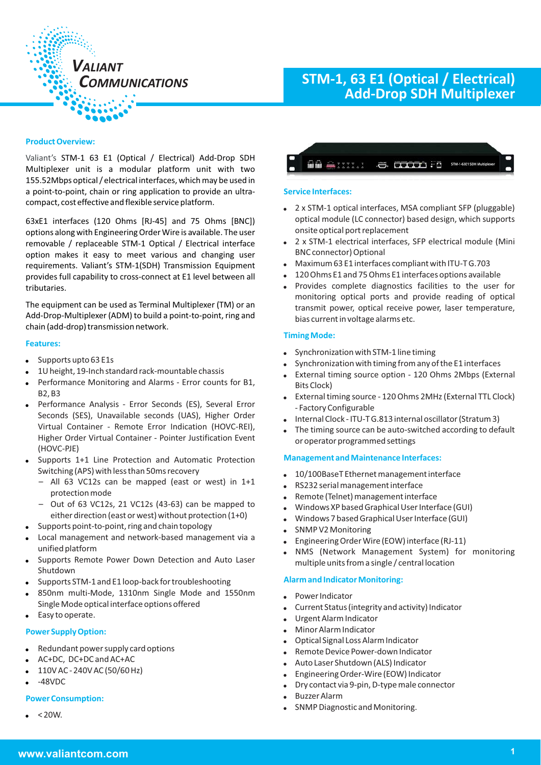# STM-1, 63 E1 (Optical / Electrical) Add-Drop SDH Multiplexer

## Product Overview:

Valiant's STM-1 63 E1 (Optical / Electrical) Add-Drop SDH Multiplexer unit is a modular platform unit with two 155.52Mbps optical / electrical interfaces, which may be used in a point-to-point, chain or ring application to provide an ultra-compact, cost effective and flexible service platform.

63xE1 interfaces (120 Ohms [RJ-45] and 75 Ohms [BNC]) options along with Engineering Order Wire is available. The user removable / replaceable STM-1 Optical / Electrical interface option makes it easy to meet various and changing user requirements. Valiant's STM-1(SDH) Transmission Equipment provides full capability to cross-connect at E1 level between all tributaries.

The equipment can be used as Terminal Multiplexer (TM) or an Add-Drop-Multiplexer (ADM) to build a point-to-point, ring and chain (add-drop) transmission network.

## Features:

- Supports upto 63 E1s
- 1U height, 19-Inch standard rack-mountable chassis
- Performance Monitoring and Alarms - Error counts for B1, B2, B3
- Performance Analysis - Error Seconds (ES), Several Error Seconds (SES), Unavailable seconds (UAS), Higher Order Virtual Container - Remote Error Indication (HOVC-REI), Higher Order Virtual Container - Pointer Justification Event (HOVC-PJE)
- Supports 1+1 Line Protection and Automatic Protection Switching (APS) with less than 50ms recovery
  - All 63 VC12s can be mapped (east or west) in 1+1 protection mode
  - Out of 63 VC12s, 21 VC12s (43-63) can be mapped to either direction (east or west) without protection (1+0)
- Supports point-to-point, ring and chain topology
- Local management and network-based management via a unified platform
- Supports Remote Power Down Detection and Auto Laser Shutdown
- Supports STM-1 and E1 loop-back for troubleshooting
- 850nm multi-Mode, 1310nm Single Mode and 1550nm Single Mode optical interface options offered
- Easy to operate.

## Power Supply Option:

- Redundant power supply card options
- AC+DC, DC+DC and AC+AC
- 110V AC - 240V AC (50/60 Hz)
- -48VDC

## Power Consumption:

- < 20W.

## Service Interfaces:

- 2 x STM-1 optical interfaces, MSA compliant SFP (pluggable) optical module (LC connector) based design, which supports onsite optical port replacement
- 2 x STM-1 electrical interfaces, SFP electrical module (Mini BNC connector) Optional
- Maximum 63 E1 interfaces compliant with ITU-T G.703
- 120 Ohms E1 and 75 Ohms E1 interfaces options available
- Provides complete diagnostics facilities to the user for monitoring optical ports and provide reading of optical transmit power, optical receive power, laser temperature, bias current in voltage alarms etc.

## Timing Mode:

- Synchronization with STM-1 line timing
- Synchronization with timing from any of the E1 interfaces
- External timing source option - 120 Ohms 2Mbps (External Bits Clock)
- External timing source - 120 Ohms 2MHz (External TTL Clock) - Factory Configurable
- Internal Clock - ITU-T G.813 internal oscillator (Stratum 3)
- The timing source can be auto-switched according to default or operator programmed settings

## Management and Maintenance Interfaces:

- 10/100BaseT Ethernet management interface
- RS232 serial management interface
- Remote (Telnet) management interface
- Windows XP based Graphical User Interface (GUI)
- Windows 7 based Graphical User Interface (GUI)
- SNMP V2 Monitoring
- Engineering Order Wire (EOW) interface (RJ-11)
- NMS (Network Management System) for monitoring multiple units from a single / central location

## Alarm and Indicator Monitoring:

- Power Indicator
- Current Status (integrity and activity) Indicator
- Urgent Alarm Indicator
- Minor Alarm Indicator
- Optical Signal Loss Alarm Indicator
- Remote Device Power-down Indicator
- Auto Laser Shutdown (ALS) Indicator
- Engineering Order-Wire (EOW) Indicator
- Dry contact via 9-pin, D-type male connector
- Buzzer Alarm
- SNMP Diagnostic and Monitoring.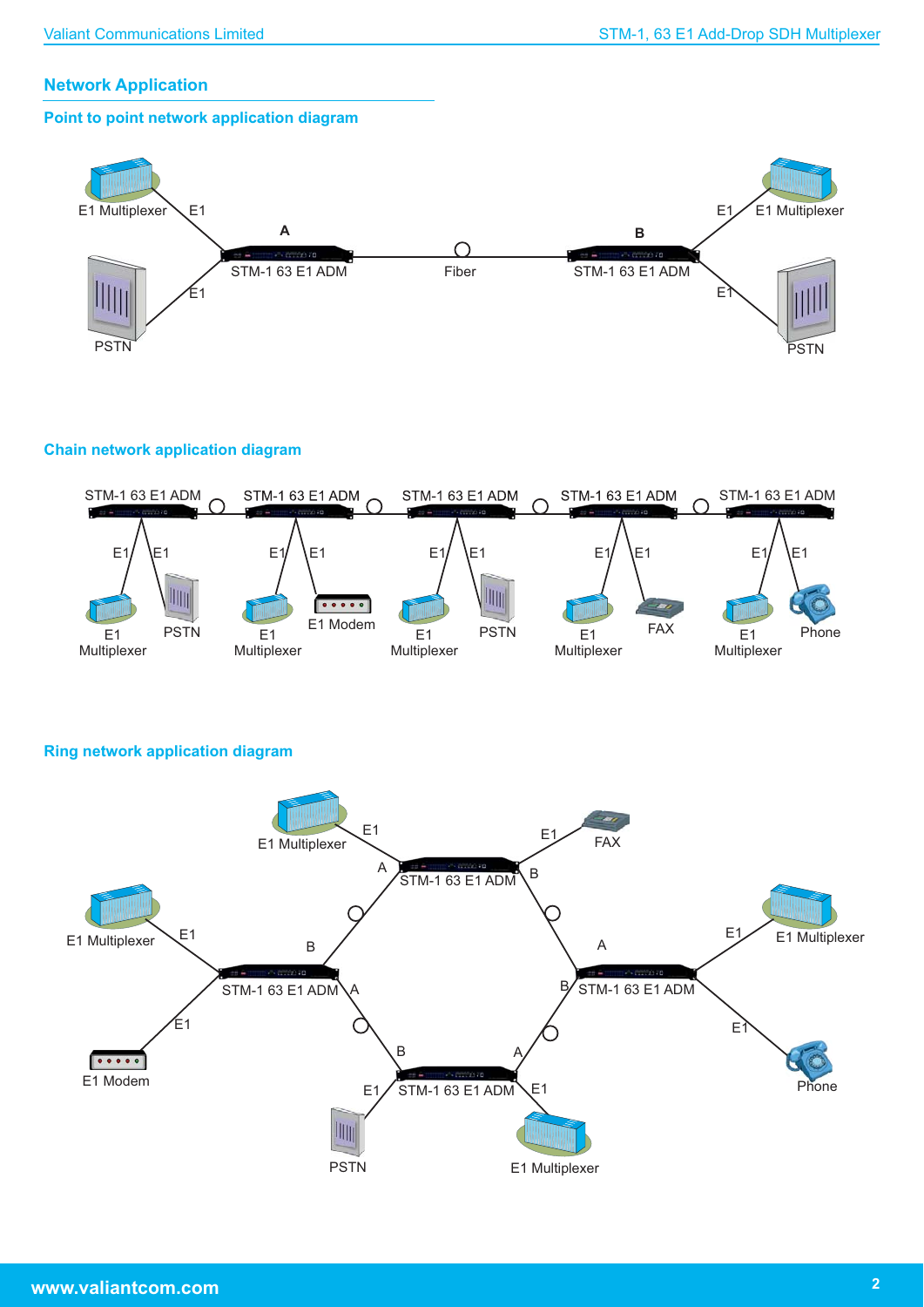## Network Application

### Point to point network application diagram

E1 Multiplexer E1

A

STM-1 63 E1 ADM

Fiber

B

STM-1 63 E1 ADM

E1 E1 Multiplexer

E1

PSTN

E1

PSTN

### Chain network application diagram

STM-1 63 E1 ADM STM-1 63 E1 ADM STM-1 63 E1 ADM STM-1 63 E1 ADM STM-1 63 E1 ADM

E1 E1 E1 E1 E1 E1 E1 E1 E1 E1

E1 Multiplexer PSTN E1 Multiplexer E1 Modem E1 Multiplexer PSTN E1 Multiplexer FAX E1 Multiplexer Phone

### Ring network application diagram

E1 Multiplexer E1

A STM-1 63 E1 ADM B

E1 FAX

E1 Multiplexer E1

B STM-1 63 E1 ADM A

E1

E1 Modem

A

B STM-1 63 E1 ADM

E1 E1 Multiplexer

E1

Phone

B A

E1 STM-1 63 E1 ADM E1

PSTN

E1 Multiplexer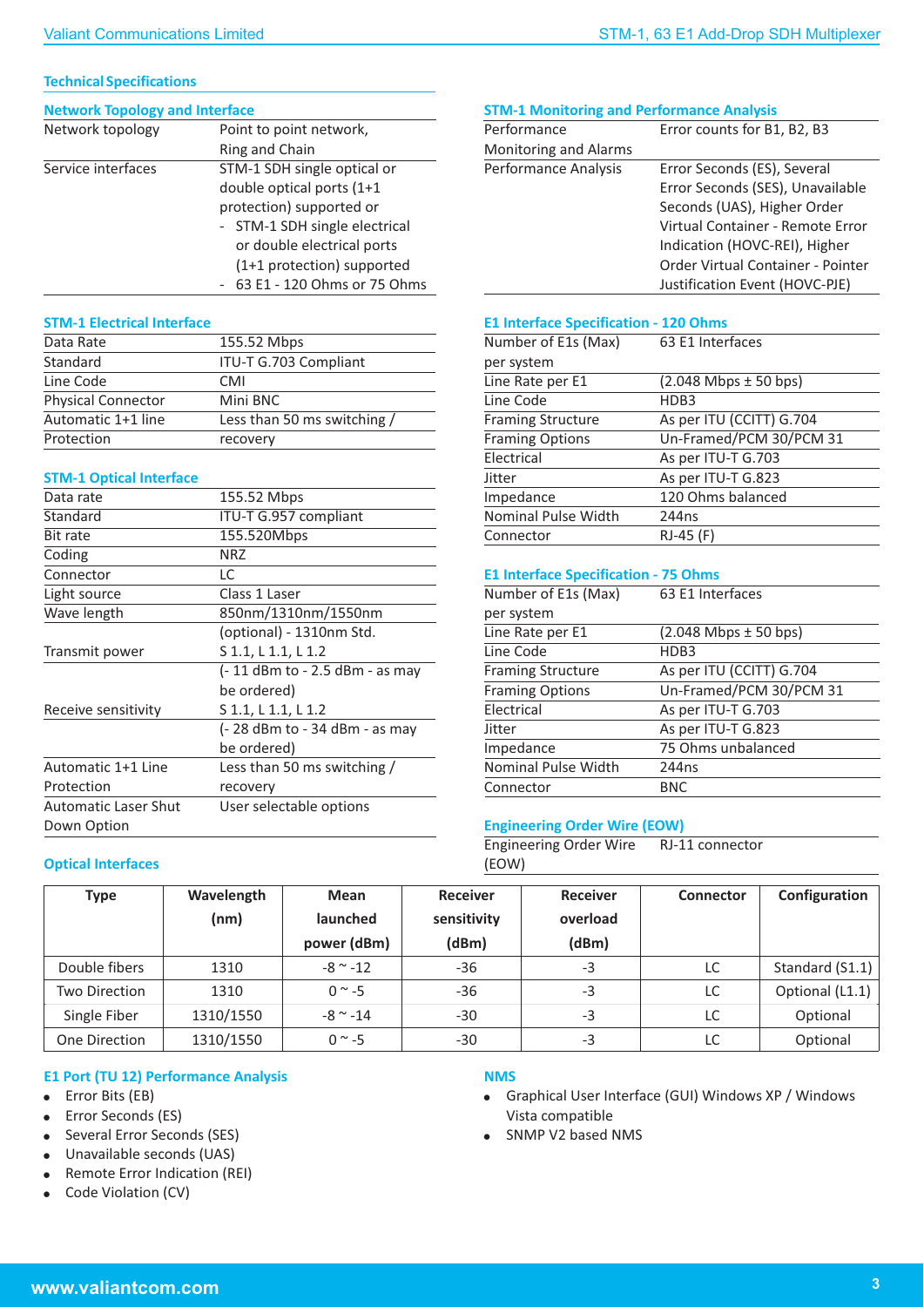## Technical Specifications

### Network Topology and Interface

| | |
|---|---|
| Network topology | Point to point network, Ring and Chain |
| Service interfaces | STM-1 SDH single optical or double optical ports (1+1 protection) supported or<br>- STM-1 SDH single electrical or double electrical ports (1+1 protection) supported<br>- 63 E1 - 120 Ohms or 75 Ohms |

### STM-1 Electrical Interface

| | |
|---|---|
| Data Rate | 155.52 Mbps |
| Standard | ITU-T G.703 Compliant |
| Line Code | CMI |
| Physical Connector | Mini BNC |
| Automatic 1+1 line Protection | Less than 50 ms switching / recovery |

### STM-1 Optical Interface

| | |
|---|---|
| Data rate | 155.52 Mbps |
| Standard | ITU-T G.957 compliant |
| Bit rate | 155.520Mbps |
| Coding | NRZ |
| Connector | LC |
| Light source | Class 1 Laser |
| Wave length | 850nm/1310nm/1550nm |
| | (optional) - 1310nm Std. |
| Transmit power | S 1.1, L 1.1, L 1.2 |
| | (- 11 dBm to - 2.5 dBm - as may be ordered) |
| Receive sensitivity | S 1.1, L 1.1, L 1.2 |
| | (- 28 dBm to - 34 dBm - as may be ordered) |
| Automatic 1+1 Line Protection | Less than 50 ms switching / recovery |
| Automatic Laser Shut Down Option | User selectable options |

### STM-1 Monitoring and Performance Analysis

| | |
|---|---|
| Performance Monitoring and Alarms | Error counts for B1, B2, B3 |
| Performance Analysis | Error Seconds (ES), Several Error Seconds (SES), Unavailable Seconds (UAS), Higher Order Virtual Container - Remote Error Indication (HOVC-REI), Higher Order Virtual Container - Pointer Justification Event (HOVC-PJE) |

### E1 Interface Specification - 120 Ohms

| | |
|---|---|
| Number of E1s (Max) per system | 63 E1 Interfaces |
| Line Rate per E1 | (2.048 Mbps ± 50 bps) |
| Line Code | HDB3 |
| Framing Structure | As per ITU (CCITT) G.704 |
| Framing Options | Un-Framed/PCM 30/PCM 31 |
| Electrical | As per ITU-T G.703 |
| Jitter | As per ITU-T G.823 |
| Impedance | 120 Ohms balanced |
| Nominal Pulse Width | 244ns |
| Connector | RJ-45 (F) |

### E1 Interface Specification - 75 Ohms

| | |
|---|---|
| Number of E1s (Max) per system | 63 E1 Interfaces |
| Line Rate per E1 | (2.048 Mbps ± 50 bps) |
| Line Code | HDB3 |
| Framing Structure | As per ITU (CCITT) G.704 |
| Framing Options | Un-Framed/PCM 30/PCM 31 |
| Electrical | As per ITU-T G.703 |
| Jitter | As per ITU-T G.823 |
| Impedance | 75 Ohms unbalanced |
| Nominal Pulse Width | 244ns |
| Connector | BNC |

### Engineering Order Wire (EOW)

| | |
|---|---|
| Engineering Order Wire (EOW) | RJ-11 connector |

### Optical Interfaces

| Type | Wavelength (nm) | Mean launched power (dBm) | Receiver sensitivity (dBm) | Receiver overload (dBm) | Connector | Configuration |
|---|---|---|---|---|---|---|
| Double fibers | 1310 | -8 ~ -12 | -36 | -3 | LC | Standard (S1.1) |
| Two Direction | 1310 | 0 ~ -5 | -36 | -3 | LC | Optional (L1.1) |
| Single Fiber | 1310/1550 | -8 ~ -14 | -30 | -3 | LC | Optional |
| One Direction | 1310/1550 | 0 ~ -5 | -30 | -3 | LC | Optional |

### E1 Port (TU 12) Performance Analysis

- Error Bits (EB)
- Error Seconds (ES)
- Several Error Seconds (SES)
- Unavailable seconds (UAS)
- Remote Error Indication (REI)
- Code Violation (CV)

### NMS

- Graphical User Interface (GUI) Windows XP / Windows Vista compatible
- SNMP V2 based NMS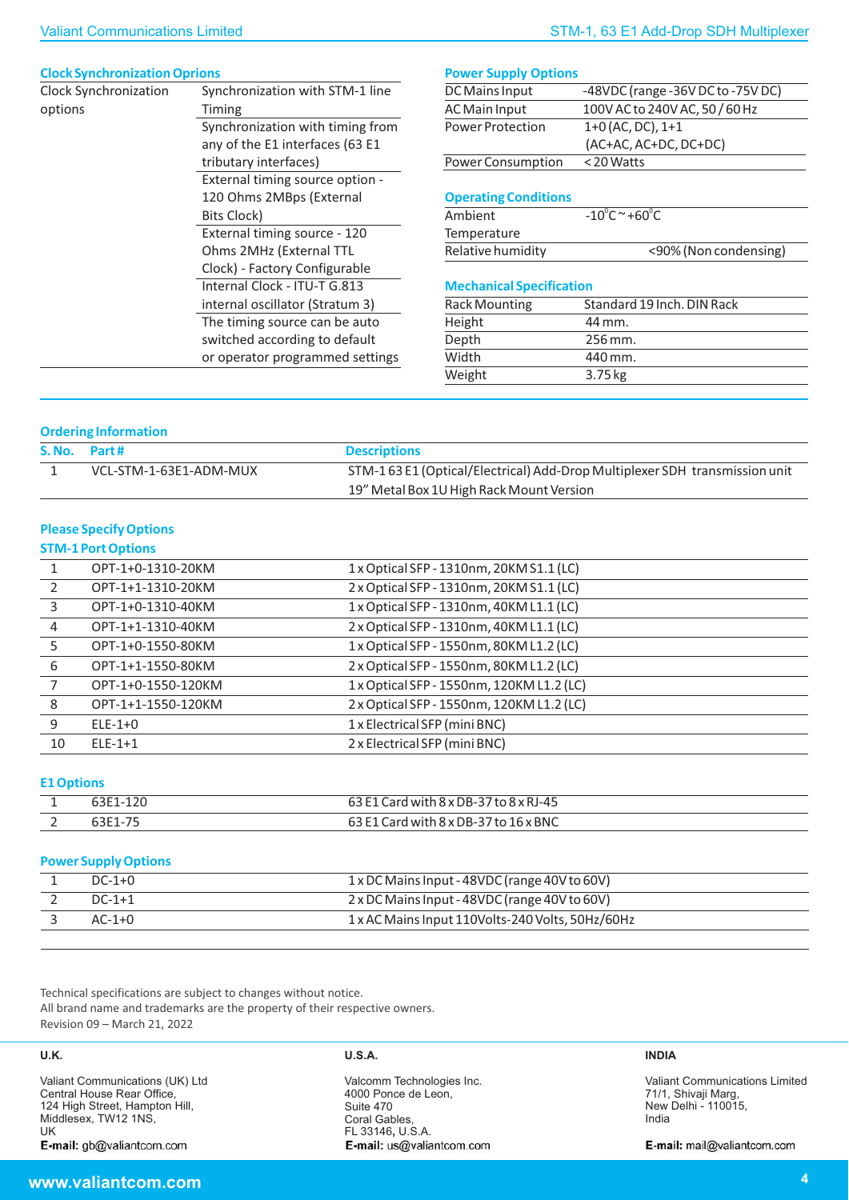### Clock Synchronization Oprions

| | |
|---|---|
| Clock Synchronization options | Synchronization with STM-1 line Timing |
| | Synchronization with timing from any of the E1 interfaces (63 E1 tributary interfaces) |
| | External timing source option - 120 Ohms 2MBps (External Bits Clock) |
| | External timing source - 120 Ohms 2MHz (External TTL Clock) - Factory Configurable |
| | Internal Clock - ITU-T G.813 internal oscillator (Stratum 3) |
| | The timing source can be auto switched according to default or operator programmed settings |

### Power Supply Options

| | |
|---|---|
| DC Mains Input | -48VDC (range -36V DC to -75V DC) |
| AC Main Input | 100V AC to 240V AC, 50 / 60 Hz |
| Power Protection | 1+0 (AC, DC), 1+1 (AC+AC, AC+DC, DC+DC) |
| Power Consumption | < 20 Watts |

### Operating Conditions

| | |
|---|---|
| Ambient Temperature | -10°C ~ +60°C |
| Relative humidity | <90% (Non condensing) |

### Mechanical Specification

| | |
|---|---|
| Rack Mounting | Standard 19 Inch. DIN Rack |
| Height | 44 mm. |
| Depth | 256 mm. |
| Width | 440 mm. |
| Weight | 3.75 kg |

### Ordering Information

| S. No. | Part # | Descriptions |
|---|---|---|
| 1 | VCL-STM-1-63E1-ADM-MUX | STM-1 63 E1 (Optical/Electrical) Add-Drop Multiplexer SDH transmission unit 19" Metal Box 1U High Rack Mount Version |

### Please Specify Options

#### STM-1 Port Options

| | | |
|---|---|---|
| 1 | OPT-1+0-1310-20KM | 1 x Optical SFP - 1310nm, 20KM S1.1 (LC) |
| 2 | OPT-1+1-1310-20KM | 2 x Optical SFP - 1310nm, 20KM S1.1 (LC) |
| 3 | OPT-1+0-1310-40KM | 1 x Optical SFP - 1310nm, 40KM L1.1 (LC) |
| 4 | OPT-1+1-1310-40KM | 2 x Optical SFP - 1310nm, 40KM L1.1 (LC) |
| 5 | OPT-1+0-1550-80KM | 1 x Optical SFP - 1550nm, 80KM L1.2 (LC) |
| 6 | OPT-1+1-1550-80KM | 2 x Optical SFP - 1550nm, 80KM L1.2 (LC) |
| 7 | OPT-1+0-1550-120KM | 1 x Optical SFP - 1550nm, 120KM L1.2 (LC) |
| 8 | OPT-1+1-1550-120KM | 2 x Optical SFP - 1550nm, 120KM L1.2 (LC) |
| 9 | ELE-1+0 | 1 x Electrical SFP (mini BNC) |
| 10 | ELE-1+1 | 2 x Electrical SFP (mini BNC) |

#### E1 Options

| | | |
|---|---|---|
| 1 | 63E1-120 | 63 E1 Card with 8 x DB-37 to 8 x RJ-45 |
| 2 | 63E1-75 | 63 E1 Card with 8 x DB-37 to 16 x BNC |

#### Power Supply Options

| | | |
|---|---|---|
| 1 | DC-1+0 | 1 x DC Mains Input - 48VDC (range 40V to 60V) |
| 2 | DC-1+1 | 2 x DC Mains Input - 48VDC (range 40V to 60V) |
| 3 | AC-1+0 | 1 x AC Mains Input 110Volts-240 Volts, 50Hz/60Hz |

Technical specifications are subject to changes without notice.
All brand name and trademarks are the property of their respective owners.
Revision 09 – March 21, 2022

**U.K.**

Valiant Communications (UK) Ltd
Central House Rear Office,
124 High Street, Hampton Hill,
Middlesex, TW12 1NS,
UK
**E-mail:** gb@valiantcom.com

**U.S.A.**

Valcomm Technologies Inc.
4000 Ponce de Leon,
Suite 470
Coral Gables,
FL 33146, U.S.A.
**E-mail:** us@valiantcom.com

**INDIA**

Valiant Communications Limited
71/1, Shivaji Marg,
New Delhi - 110015,
India
**E-mail:** mail@valiantcom.com

www.valiantcom.com